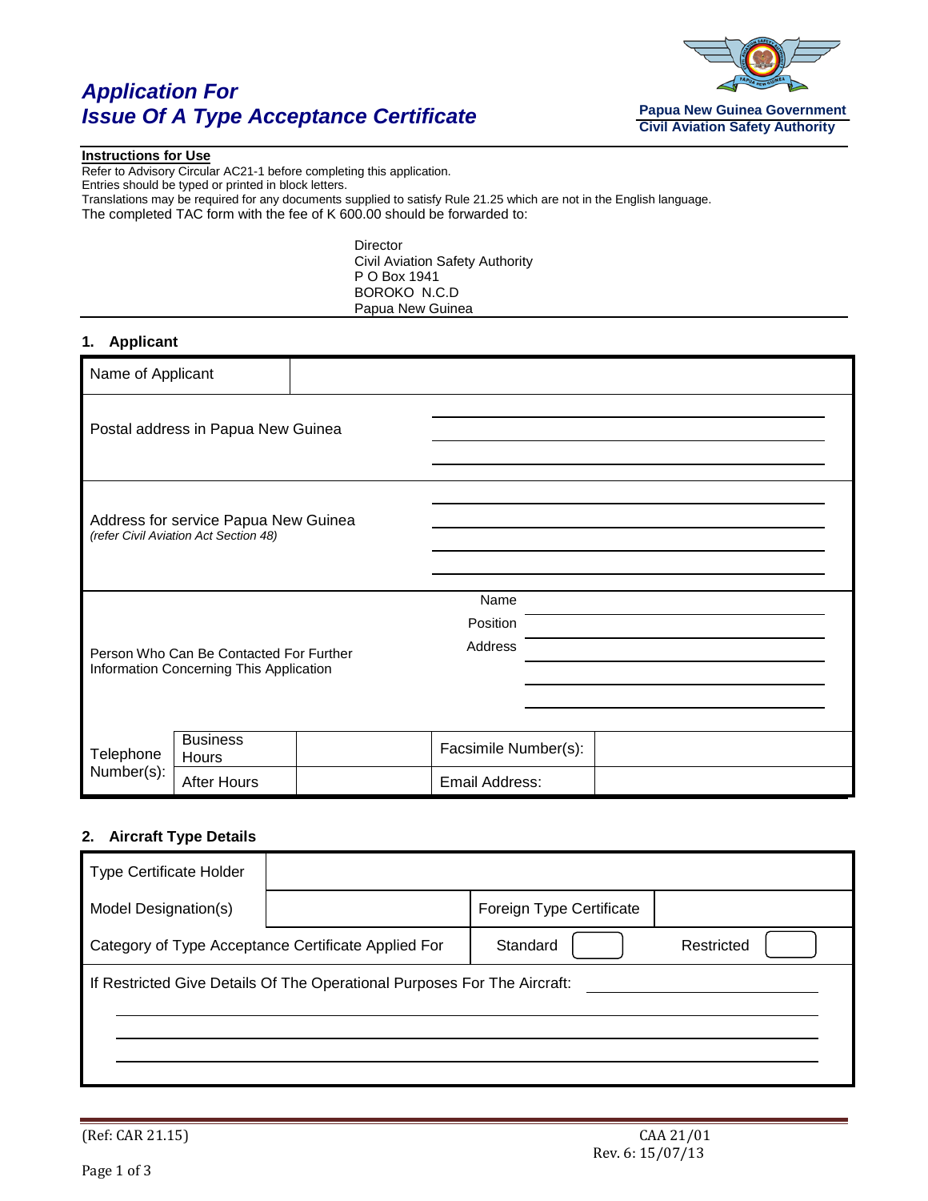# Application For Issue Of A Type Acceptance Certificate

**Papua New Guinea Government**
**Civil Aviation Safety Authority**

**Instructions for Use**

Refer to Advisory Circular AC21-1 before completing this application.
Entries should be typed or printed in block letters.
Translations may be required for any documents supplied to satisfy Rule 21.25 which are not in the English language.
The completed TAC form with the fee of K 600.00 should be forwarded to:

Director
Civil Aviation Safety Authority
P O Box 1941
BOROKO N.C.D
Papua New Guinea

## 1. Applicant

| | | | |
|---|---|---|---|
| Name of Applicant | | | |
| Postal address in Papua New Guinea | | | |
| Address for service Papua New Guinea *(refer Civil Aviation Act Section 48)* | | | |
| Person Who Can Be Contacted For Further Information Concerning This Application | | Name | |
| | | Position | |
| | | Address | |
| Telephone Number(s): Business Hours | | Facsimile Number(s): | |
| Telephone Number(s): After Hours | | Email Address: | |

## 2. Aircraft Type Details

| | | | |
|---|---|---|---|
| Type Certificate Holder | | | |
| Model Designation(s) | | Foreign Type Certificate | |
| Category of Type Acceptance Certificate Applied For | | Standard ☐ | Restricted ☐ |

If Restricted Give Details Of The Operational Purposes For The Aircraft:

(Ref: CAR 21.15)

CAA 21/01
Rev. 6: 15/07/13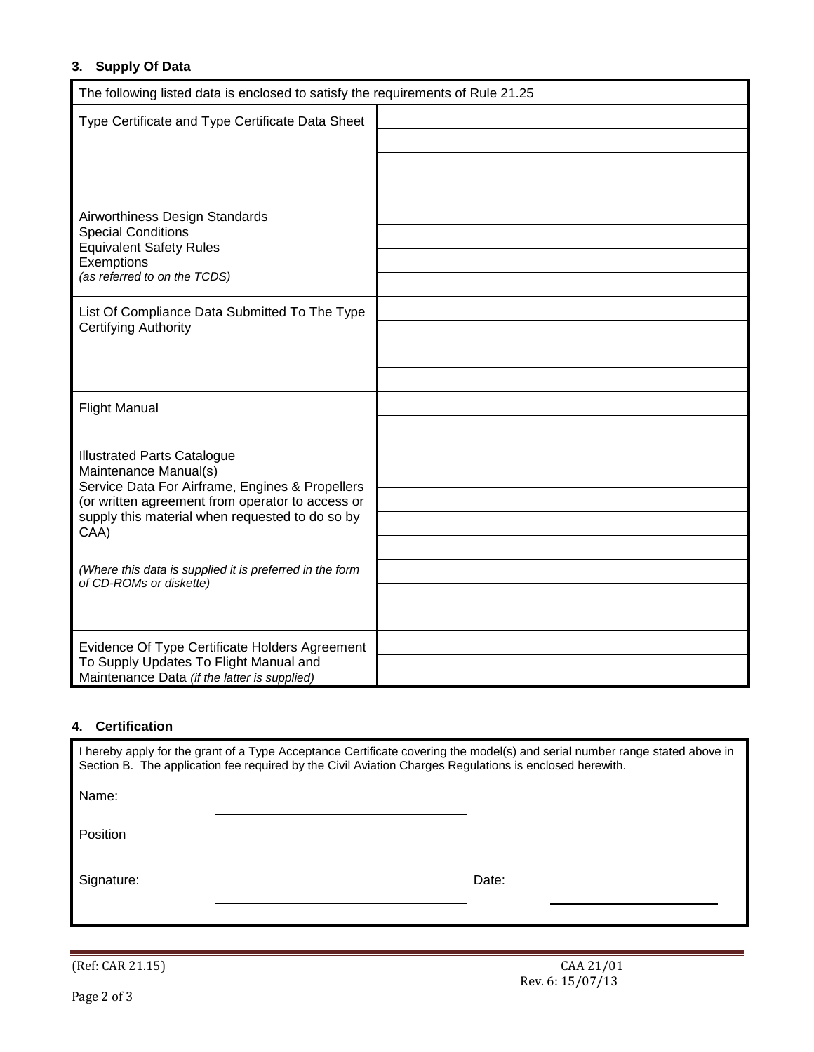### 3. Supply Of Data

| The following listed data is enclosed to satisfy the requirements of Rule 21.25 | |
|---|---|
| Type Certificate and Type Certificate Data Sheet | |
| | |
| | |
| | |
| Airworthiness Design Standards<br>Special Conditions<br>Equivalent Safety Rules<br>Exemptions<br>*(as referred to on the TCDS)* | |
| | |
| | |
| | |
| List Of Compliance Data Submitted To The Type Certifying Authority | |
| | |
| | |
| | |
| Flight Manual | |
| | |
| Illustrated Parts Catalogue<br>Maintenance Manual(s)<br>Service Data For Airframe, Engines & Propellers (or written agreement from operator to access or supply this material when requested to do so by CAA)<br><br>*(Where this data is supplied it is preferred in the form of CD-ROMs or diskette)* | |
| | |
| | |
| | |
| | |
| | |
| | |
| | |
| Evidence Of Type Certificate Holders Agreement To Supply Updates To Flight Manual and Maintenance Data *(if the latter is supplied)* | |
| | |

### 4. Certification

I hereby apply for the grant of a Type Acceptance Certificate covering the model(s) and serial number range stated above in Section B. The application fee required by the Civil Aviation Charges Regulations is enclosed herewith.

Name: ______________________

Position ______________________

Signature: ______________________ Date: ______________________

(Ref: CAR 21.15)

CAA 21/01
Rev. 6: 15/07/13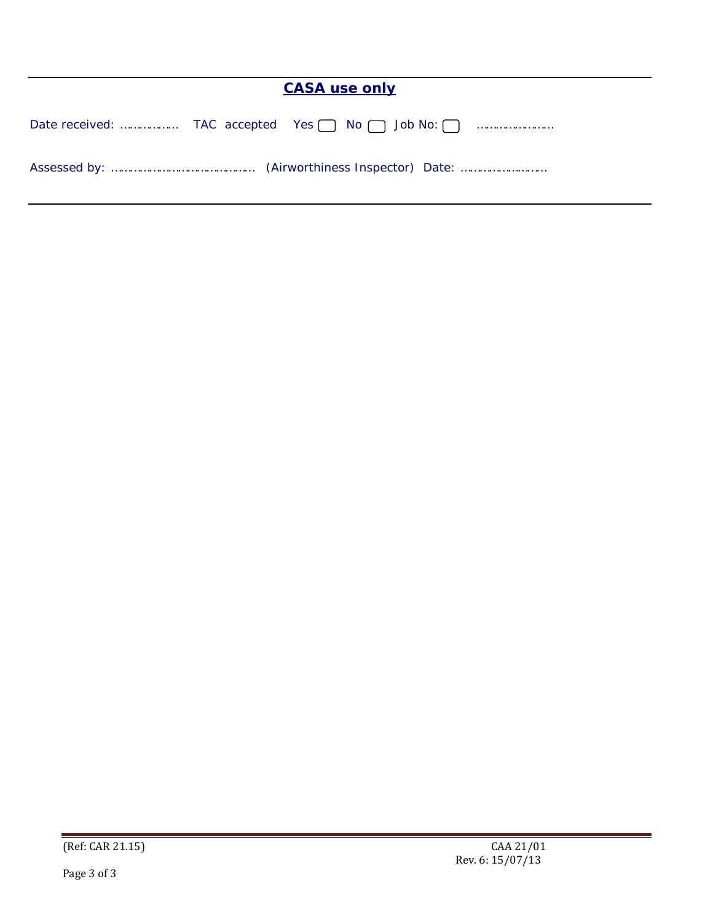## CASA use only

Date received: ……………… TAC accepted Yes ☐ No ☐ Job No: ☐ ……………………

Assessed by: …………………………………… (Airworthiness Inspector) Date: ……………………

(Ref: CAR 21.15)

CAA 21/01
Rev. 6: 15/07/13